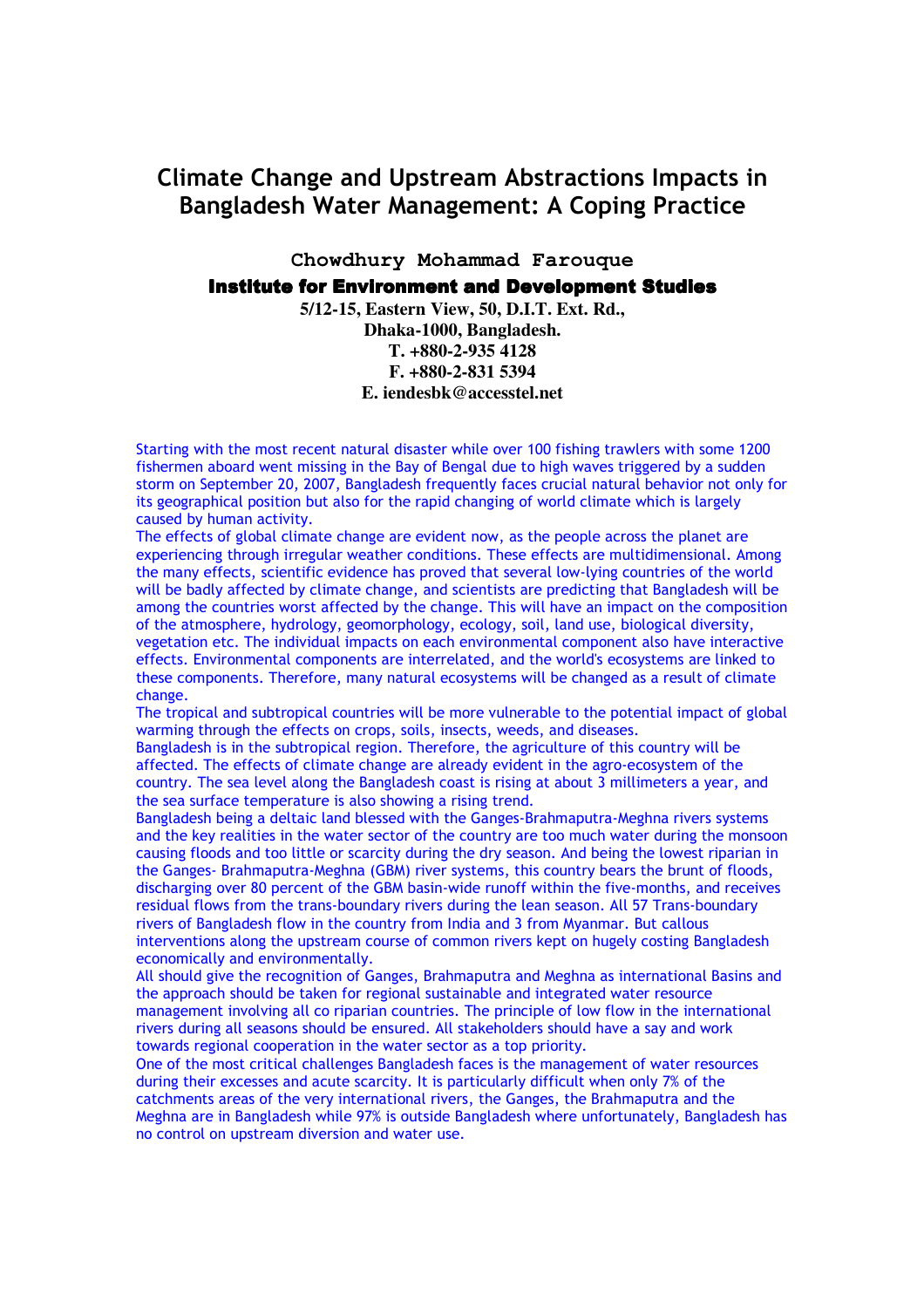# Climate Change and Upstream Abstractions Impacts in Bangladesh Water Management: A Coping Practice

**Chowdhury Mohammad Farouque**

**Institute for Environment and Development Studies**

**5/12-15, Eastern View, 50, D.I.T. Ext. Rd.,**
**Dhaka-1000, Bangladesh.**
**T. +880-2-935 4128**
**F. +880-2-831 5394**
**E. iendesbk@accesstel.net**

Starting with the most recent natural disaster while over 100 fishing trawlers with some 1200 fishermen aboard went missing in the Bay of Bengal due to high waves triggered by a sudden storm on September 20, 2007, Bangladesh frequently faces crucial natural behavior not only for its geographical position but also for the rapid changing of world climate which is largely caused by human activity.

The effects of global climate change are evident now, as the people across the planet are experiencing through irregular weather conditions. These effects are multidimensional. Among the many effects, scientific evidence has proved that several low-lying countries of the world will be badly affected by climate change, and scientists are predicting that Bangladesh will be among the countries worst affected by the change. This will have an impact on the composition of the atmosphere, hydrology, geomorphology, ecology, soil, land use, biological diversity, vegetation etc. The individual impacts on each environmental component also have interactive effects. Environmental components are interrelated, and the world's ecosystems are linked to these components. Therefore, many natural ecosystems will be changed as a result of climate change.

The tropical and subtropical countries will be more vulnerable to the potential impact of global warming through the effects on crops, soils, insects, weeds, and diseases.

Bangladesh is in the subtropical region. Therefore, the agriculture of this country will be affected. The effects of climate change are already evident in the agro-ecosystem of the country. The sea level along the Bangladesh coast is rising at about 3 millimeters a year, and the sea surface temperature is also showing a rising trend.

Bangladesh being a deltaic land blessed with the Ganges-Brahmaputra-Meghna rivers systems and the key realities in the water sector of the country are too much water during the monsoon causing floods and too little or scarcity during the dry season. And being the lowest riparian in the Ganges- Brahmaputra-Meghna (GBM) river systems, this country bears the brunt of floods, discharging over 80 percent of the GBM basin-wide runoff within the five-months, and receives residual flows from the trans-boundary rivers during the lean season. All 57 Trans-boundary rivers of Bangladesh flow in the country from India and 3 from Myanmar. But callous interventions along the upstream course of common rivers kept on hugely costing Bangladesh economically and environmentally.

All should give the recognition of Ganges, Brahmaputra and Meghna as international Basins and the approach should be taken for regional sustainable and integrated water resource management involving all co riparian countries. The principle of low flow in the international rivers during all seasons should be ensured. All stakeholders should have a say and work towards regional cooperation in the water sector as a top priority.

One of the most critical challenges Bangladesh faces is the management of water resources during their excesses and acute scarcity. It is particularly difficult when only 7% of the catchments areas of the very international rivers, the Ganges, the Brahmaputra and the Meghna are in Bangladesh while 97% is outside Bangladesh where unfortunately, Bangladesh has no control on upstream diversion and water use.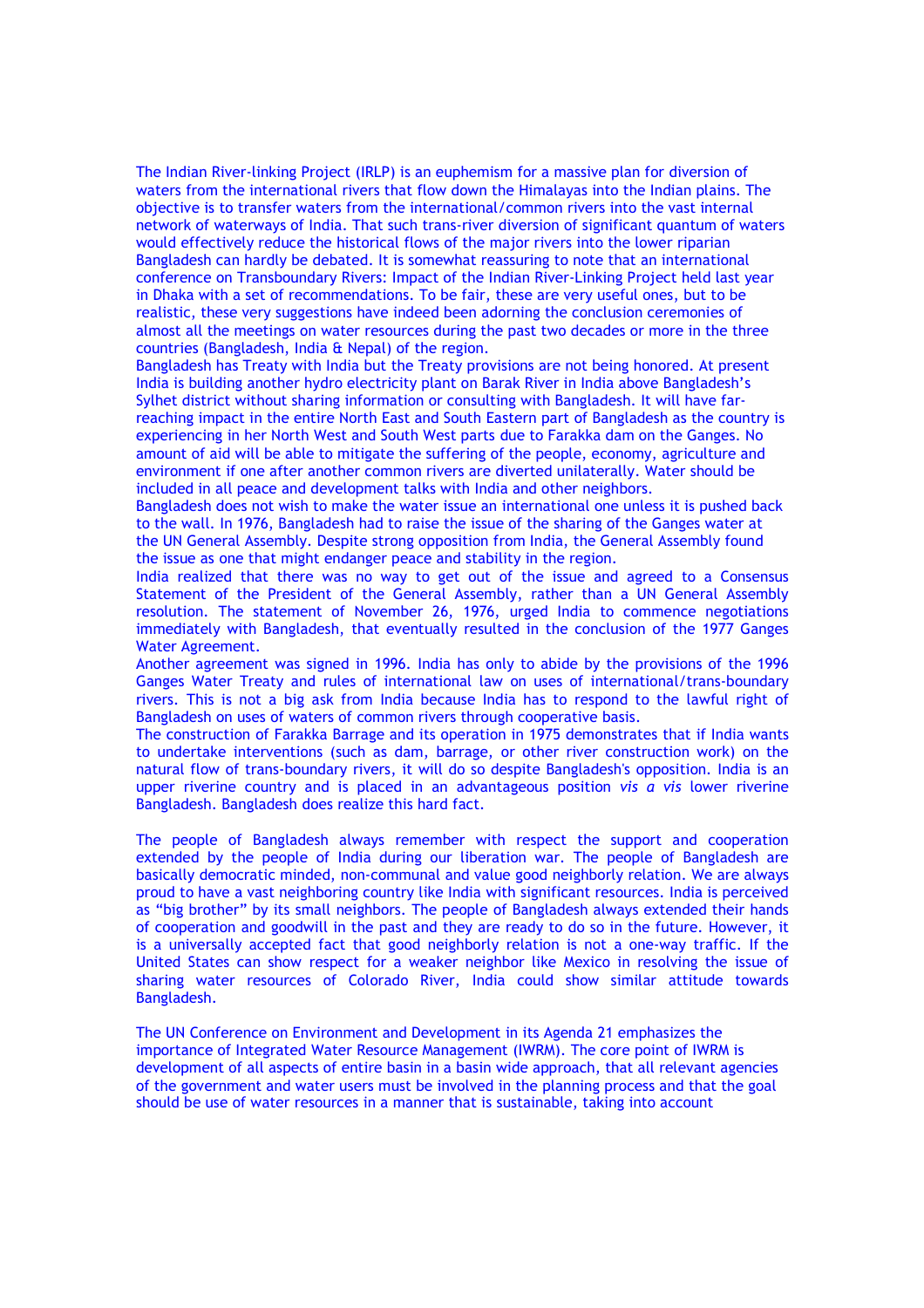The Indian River-linking Project (IRLP) is an euphemism for a massive plan for diversion of waters from the international rivers that flow down the Himalayas into the Indian plains. The objective is to transfer waters from the international/common rivers into the vast internal network of waterways of India. That such trans-river diversion of significant quantum of waters would effectively reduce the historical flows of the major rivers into the lower riparian Bangladesh can hardly be debated. It is somewhat reassuring to note that an international conference on Transboundary Rivers: Impact of the Indian River-Linking Project held last year in Dhaka with a set of recommendations. To be fair, these are very useful ones, but to be realistic, these very suggestions have indeed been adorning the conclusion ceremonies of almost all the meetings on water resources during the past two decades or more in the three countries (Bangladesh, India & Nepal) of the region.

Bangladesh has Treaty with India but the Treaty provisions are not being honored. At present India is building another hydro electricity plant on Barak River in India above Bangladesh's Sylhet district without sharing information or consulting with Bangladesh. It will have far-reaching impact in the entire North East and South Eastern part of Bangladesh as the country is experiencing in her North West and South West parts due to Farakka dam on the Ganges. No amount of aid will be able to mitigate the suffering of the people, economy, agriculture and environment if one after another common rivers are diverted unilaterally. Water should be included in all peace and development talks with India and other neighbors.

Bangladesh does not wish to make the water issue an international one unless it is pushed back to the wall. In 1976, Bangladesh had to raise the issue of the sharing of the Ganges water at the UN General Assembly. Despite strong opposition from India, the General Assembly found the issue as one that might endanger peace and stability in the region.

India realized that there was no way to get out of the issue and agreed to a Consensus Statement of the President of the General Assembly, rather than a UN General Assembly resolution. The statement of November 26, 1976, urged India to commence negotiations immediately with Bangladesh, that eventually resulted in the conclusion of the 1977 Ganges Water Agreement.

Another agreement was signed in 1996. India has only to abide by the provisions of the 1996 Ganges Water Treaty and rules of international law on uses of international/trans-boundary rivers. This is not a big ask from India because India has to respond to the lawful right of Bangladesh on uses of waters of common rivers through cooperative basis.

The construction of Farakka Barrage and its operation in 1975 demonstrates that if India wants to undertake interventions (such as dam, barrage, or other river construction work) on the natural flow of trans-boundary rivers, it will do so despite Bangladesh's opposition. India is an upper riverine country and is placed in an advantageous position *vis a vis* lower riverine Bangladesh. Bangladesh does realize this hard fact.

The people of Bangladesh always remember with respect the support and cooperation extended by the people of India during our liberation war. The people of Bangladesh are basically democratic minded, non-communal and value good neighborly relation. We are always proud to have a vast neighboring country like India with significant resources. India is perceived as "big brother" by its small neighbors. The people of Bangladesh always extended their hands of cooperation and goodwill in the past and they are ready to do so in the future. However, it is a universally accepted fact that good neighborly relation is not a one-way traffic. If the United States can show respect for a weaker neighbor like Mexico in resolving the issue of sharing water resources of Colorado River, India could show similar attitude towards Bangladesh.

The UN Conference on Environment and Development in its Agenda 21 emphasizes the importance of Integrated Water Resource Management (IWRM). The core point of IWRM is development of all aspects of entire basin in a basin wide approach, that all relevant agencies of the government and water users must be involved in the planning process and that the goal should be use of water resources in a manner that is sustainable, taking into account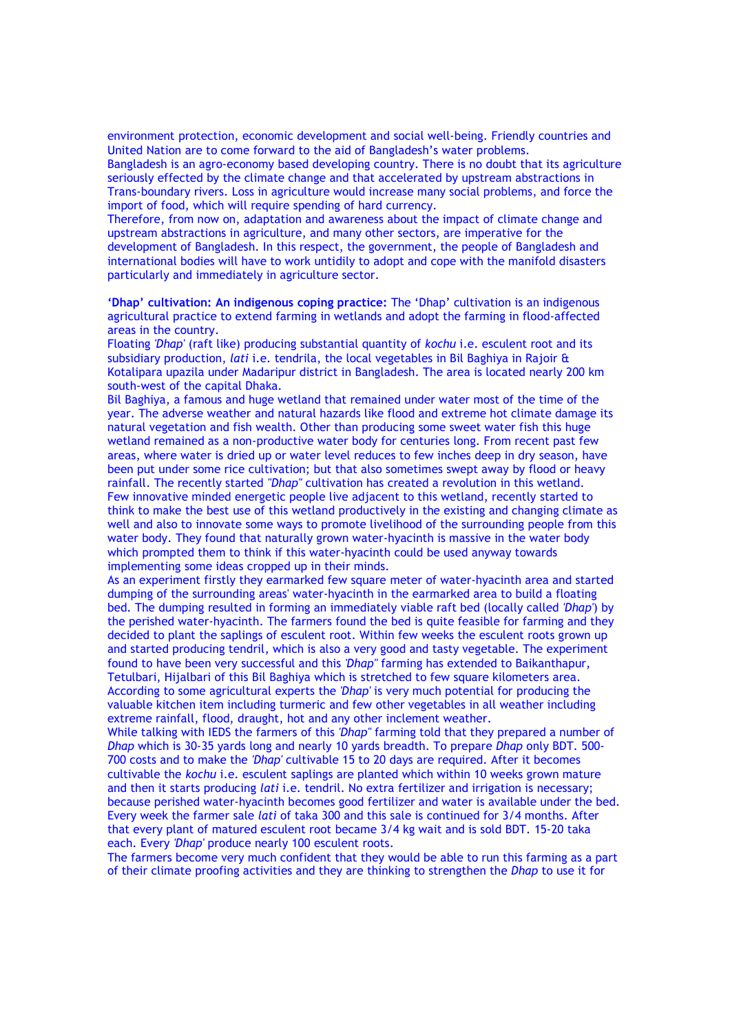environment protection, economic development and social well-being. Friendly countries and United Nation are to come forward to the aid of Bangladesh's water problems.

Bangladesh is an agro-economy based developing country. There is no doubt that its agriculture seriously effected by the climate change and that accelerated by upstream abstractions in Trans-boundary rivers. Loss in agriculture would increase many social problems, and force the import of food, which will require spending of hard currency.

Therefore, from now on, adaptation and awareness about the impact of climate change and upstream abstractions in agriculture, and many other sectors, are imperative for the development of Bangladesh. In this respect, the government, the people of Bangladesh and international bodies will have to work untidily to adopt and cope with the manifold disasters particularly and immediately in agriculture sector.

**'Dhap' cultivation: An indigenous coping practice:** The 'Dhap' cultivation is an indigenous agricultural practice to extend farming in wetlands and adopt the farming in flood-affected areas in the country.

Floating *'Dhap'* (raft like) producing substantial quantity of *kochu* i.e. esculent root and its subsidiary production, *lati* i.e. tendrila, the local vegetables in Bil Baghiya in Rajoir & Kotalipara upazila under Madaripur district in Bangladesh. The area is located nearly 200 km south-west of the capital Dhaka.

Bil Baghiya, a famous and huge wetland that remained under water most of the time of the year. The adverse weather and natural hazards like flood and extreme hot climate damage its natural vegetation and fish wealth. Other than producing some sweet water fish this huge wetland remained as a non-productive water body for centuries long. From recent past few areas, where water is dried up or water level reduces to few inches deep in dry season, have been put under some rice cultivation; but that also sometimes swept away by flood or heavy rainfall. The recently started *"Dhap"* cultivation has created a revolution in this wetland.

Few innovative minded energetic people live adjacent to this wetland, recently started to think to make the best use of this wetland productively in the existing and changing climate as well and also to innovate some ways to promote livelihood of the surrounding people from this water body. They found that naturally grown water-hyacinth is massive in the water body which prompted them to think if this water-hyacinth could be used anyway towards implementing some ideas cropped up in their minds.

As an experiment firstly they earmarked few square meter of water-hyacinth area and started dumping of the surrounding areas' water-hyacinth in the earmarked area to build a floating bed. The dumping resulted in forming an immediately viable raft bed (locally called *'Dhap'*) by the perished water-hyacinth. The farmers found the bed is quite feasible for farming and they decided to plant the saplings of esculent root. Within few weeks the esculent roots grown up and started producing tendril, which is also a very good and tasty vegetable. The experiment found to have been very successful and this *'Dhap"* farming has extended to Baikanthapur, Tetulbari, Hijalbari of this Bil Baghiya which is stretched to few square kilometers area.

According to some agricultural experts the *'Dhap'* is very much potential for producing the valuable kitchen item including turmeric and few other vegetables in all weather including extreme rainfall, flood, draught, hot and any other inclement weather.

While talking with IEDS the farmers of this *'Dhap"* farming told that they prepared a number of *Dhap* which is 30-35 yards long and nearly 10 yards breadth. To prepare *Dhap* only BDT. 500-700 costs and to make the *'Dhap'* cultivable 15 to 20 days are required. After it becomes cultivable the *kochu* i.e. esculent saplings are planted which within 10 weeks grown mature and then it starts producing *lati* i.e. tendril. No extra fertilizer and irrigation is necessary; because perished water-hyacinth becomes good fertilizer and water is available under the bed. Every week the farmer sale *lati* of taka 300 and this sale is continued for 3/4 months. After that every plant of matured esculent root became 3/4 kg wait and is sold BDT. 15-20 taka each. Every *'Dhap'* produce nearly 100 esculent roots.

The farmers become very much confident that they would be able to run this farming as a part of their climate proofing activities and they are thinking to strengthen the *Dhap* to use it for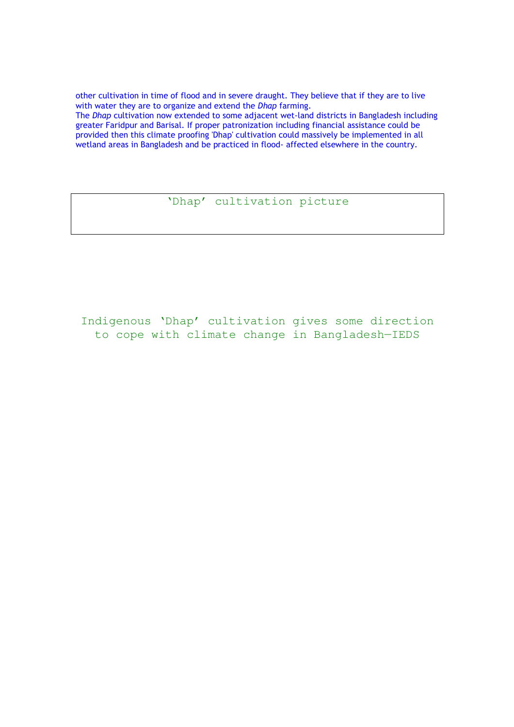other cultivation in time of flood and in severe draught. They believe that if they are to live with water they are to organize and extend the *Dhap* farming.

The *Dhap* cultivation now extended to some adjacent wet-land districts in Bangladesh including greater Faridpur and Barisal. If proper patronization including financial assistance could be provided then this climate proofing 'Dhap' cultivation could massively be implemented in all wetland areas in Bangladesh and be practiced in flood- affected elsewhere in the country.

‘Dhap’ cultivation picture

Indigenous ‘Dhap’ cultivation gives some direction to cope with climate change in Bangladesh—IEDS